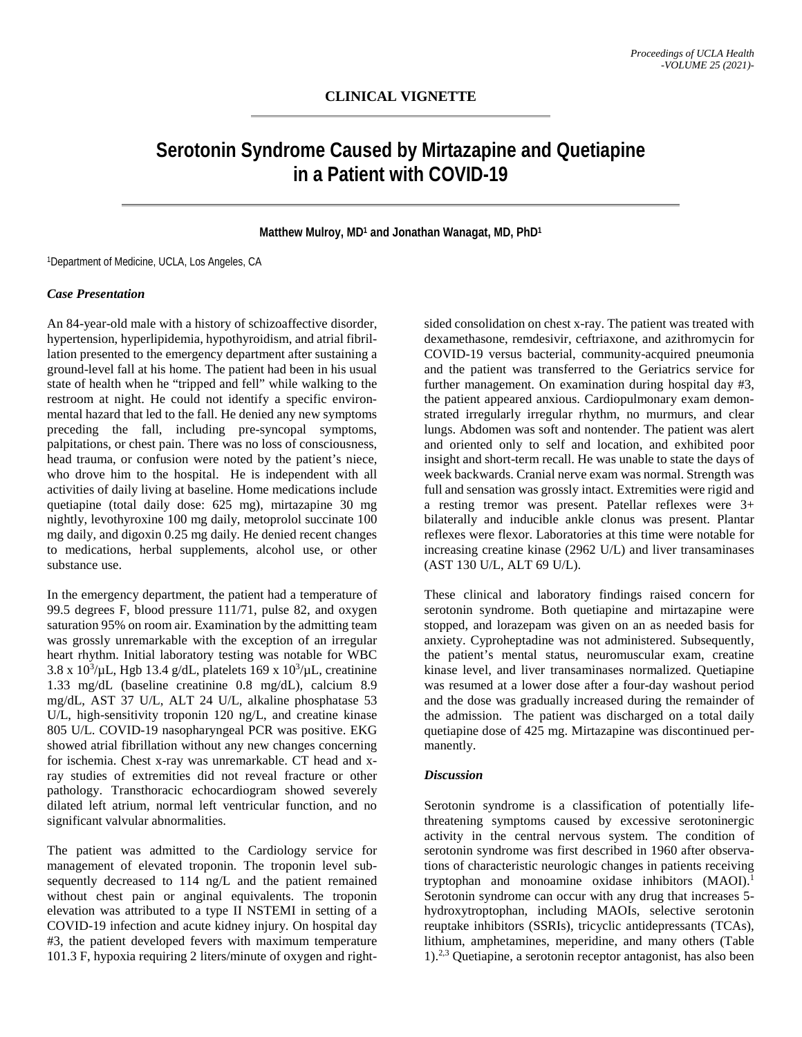**CLINICAL VIGNETTE**

# Serotonin Syndrome Caused by Mirtazapine and Quetiapine in a Patient with COVID-19

**Matthew Mulroy, MD[1] and Jonathan Wanagat, MD, PhD[1]**

[1]Department of Medicine, UCLA, Los Angeles, CA

### *Case Presentation*

An 84-year-old male with a history of schizoaffective disorder, hypertension, hyperlipidemia, hypothyroidism, and atrial fibrillation presented to the emergency department after sustaining a ground-level fall at his home. The patient had been in his usual state of health when he "tripped and fell" while walking to the restroom at night. He could not identify a specific environmental hazard that led to the fall. He denied any new symptoms preceding the fall, including pre-syncopal symptoms, palpitations, or chest pain. There was no loss of consciousness, head trauma, or confusion were noted by the patient's niece, who drove him to the hospital. He is independent with all activities of daily living at baseline. Home medications include quetiapine (total daily dose: 625 mg), mirtazapine 30 mg nightly, levothyroxine 100 mg daily, metoprolol succinate 100 mg daily, and digoxin 0.25 mg daily. He denied recent changes to medications, herbal supplements, alcohol use, or other substance use.

In the emergency department, the patient had a temperature of 99.5 degrees F, blood pressure 111/71, pulse 82, and oxygen saturation 95% on room air. Examination by the admitting team was grossly unremarkable with the exception of an irregular heart rhythm. Initial laboratory testing was notable for WBC 3.8 x $10^3$/µL, Hgb 13.4 g/dL, platelets 169 x $10^3$/µL, creatinine 1.33 mg/dL (baseline creatinine 0.8 mg/dL), calcium 8.9 mg/dL, AST 37 U/L, ALT 24 U/L, alkaline phosphatase 53 U/L, high-sensitivity troponin 120 ng/L, and creatine kinase 805 U/L. COVID-19 nasopharyngeal PCR was positive. EKG showed atrial fibrillation without any new changes concerning for ischemia. Chest x-ray was unremarkable. CT head and x-ray studies of extremities did not reveal fracture or other pathology. Transthoracic echocardiogram showed severely dilated left atrium, normal left ventricular function, and no significant valvular abnormalities.

The patient was admitted to the Cardiology service for management of elevated troponin. The troponin level subsequently decreased to 114 ng/L and the patient remained without chest pain or anginal equivalents. The troponin elevation was attributed to a type II NSTEMI in setting of a COVID-19 infection and acute kidney injury. On hospital day #3, the patient developed fevers with maximum temperature 101.3 F, hypoxia requiring 2 liters/minute of oxygen and right-sided consolidation on chest x-ray. The patient was treated with dexamethasone, remdesivir, ceftriaxone, and azithromycin for COVID-19 versus bacterial, community-acquired pneumonia and the patient was transferred to the Geriatrics service for further management. On examination during hospital day #3, the patient appeared anxious. Cardiopulmonary exam demonstrated irregularly irregular rhythm, no murmurs, and clear lungs. Abdomen was soft and nontender. The patient was alert and oriented only to self and location, and exhibited poor insight and short-term recall. He was unable to state the days of week backwards. Cranial nerve exam was normal. Strength was full and sensation was grossly intact. Extremities were rigid and a resting tremor was present. Patellar reflexes were 3+ bilaterally and inducible ankle clonus was present. Plantar reflexes were flexor. Laboratories at this time were notable for increasing creatine kinase (2962 U/L) and liver transaminases (AST 130 U/L, ALT 69 U/L).

These clinical and laboratory findings raised concern for serotonin syndrome. Both quetiapine and mirtazapine were stopped, and lorazepam was given on an as needed basis for anxiety. Cyproheptadine was not administered. Subsequently, the patient's mental status, neuromuscular exam, creatine kinase level, and liver transaminases normalized. Quetiapine was resumed at a lower dose after a four-day washout period and the dose was gradually increased during the remainder of the admission. The patient was discharged on a total daily quetiapine dose of 425 mg. Mirtazapine was discontinued permanently.

### *Discussion*

Serotonin syndrome is a classification of potentially life-threatening symptoms caused by excessive serotoninergic activity in the central nervous system. The condition of serotonin syndrome was first described in 1960 after observations of characteristic neurologic changes in patients receiving tryptophan and monoamine oxidase inhibitors (MAOI).[1] Serotonin syndrome can occur with any drug that increases 5-hydroxytryptophan, including MAOIs, selective serotonin reuptake inhibitors (SSRIs), tricyclic antidepressants (TCAs), lithium, amphetamines, meperidine, and many others (Table 1).[2,3] Quetiapine, a serotonin receptor antagonist, has also been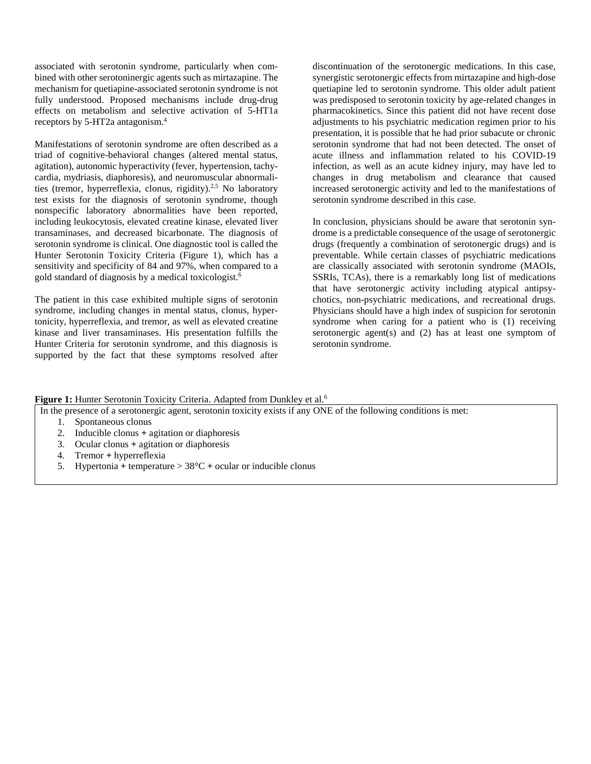associated with serotonin syndrome, particularly when combined with other serotoninergic agents such as mirtazapine. The mechanism for quetiapine-associated serotonin syndrome is not fully understood. Proposed mechanisms include drug-drug effects on metabolism and selective activation of 5-HT1a receptors by 5-HT2a antagonism.[4]

Manifestations of serotonin syndrome are often described as a triad of cognitive-behavioral changes (altered mental status, agitation), autonomic hyperactivity (fever, hypertension, tachycardia, mydriasis, diaphoresis), and neuromuscular abnormalities (tremor, hyperreflexia, clonus, rigidity).[2,5] No laboratory test exists for the diagnosis of serotonin syndrome, though nonspecific laboratory abnormalities have been reported, including leukocytosis, elevated creatine kinase, elevated liver transaminases, and decreased bicarbonate. The diagnosis of serotonin syndrome is clinical. One diagnostic tool is called the Hunter Serotonin Toxicity Criteria (Figure 1), which has a sensitivity and specificity of 84 and 97%, when compared to a gold standard of diagnosis by a medical toxicologist.[6]

The patient in this case exhibited multiple signs of serotonin syndrome, including changes in mental status, clonus, hypertonicity, hyperreflexia, and tremor, as well as elevated creatine kinase and liver transaminases. His presentation fulfills the Hunter Criteria for serotonin syndrome, and this diagnosis is supported by the fact that these symptoms resolved after discontinuation of the serotonergic medications. In this case, synergistic serotonergic effects from mirtazapine and high-dose quetiapine led to serotonin syndrome. This older adult patient was predisposed to serotonin toxicity by age-related changes in pharmacokinetics. Since this patient did not have recent dose adjustments to his psychiatric medication regimen prior to his presentation, it is possible that he had prior subacute or chronic serotonin syndrome that had not been detected. The onset of acute illness and inflammation related to his COVID-19 infection, as well as an acute kidney injury, may have led to changes in drug metabolism and clearance that caused increased serotonergic activity and led to the manifestations of serotonin syndrome described in this case.

In conclusion, physicians should be aware that serotonin syndrome is a predictable consequence of the usage of serotonergic drugs (frequently a combination of serotonergic drugs) and is preventable. While certain classes of psychiatric medications are classically associated with serotonin syndrome (MAOIs, SSRIs, TCAs), there is a remarkably long list of medications that have serotonergic activity including atypical antipsychotics, non-psychiatric medications, and recreational drugs. Physicians should have a high index of suspicion for serotonin syndrome when caring for a patient who is (1) receiving serotonergic agent(s) and (2) has at least one symptom of serotonin syndrome.

**Figure 1:** Hunter Serotonin Toxicity Criteria. Adapted from Dunkley et al.[6]

In the presence of a serotonergic agent, serotonin toxicity exists if any ONE of the following conditions is met:

1. Spontaneous clonus
2. Inducible clonus + agitation or diaphoresis
3. Ocular clonus + agitation or diaphoresis
4. Tremor + hyperreflexia
5. Hypertonia + temperature > 38°C + ocular or inducible clonus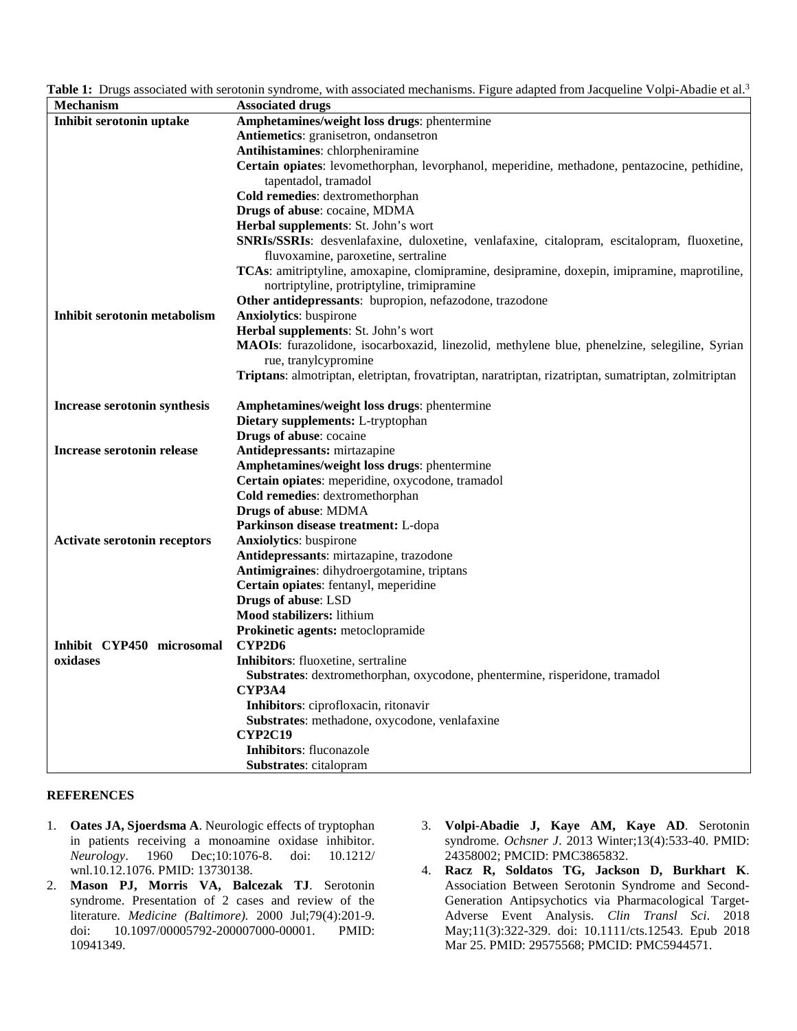**Table 1:** Drugs associated with serotonin syndrome, with associated mechanisms. Figure adapted from Jacqueline Volpi-Abadie et al.[3]

| Mechanism | Associated drugs |
|---|---|
| **Inhibit serotonin uptake** | **Amphetamines/weight loss drugs**: phentermine |
| | **Antiemetics**: granisetron, ondansetron |
| | **Antihistamines**: chlorpheniramine |
| | **Certain opiates**: levomethorphan, levorphanol, meperidine, methadone, pentazocine, pethidine, tapentadol, tramadol |
| | **Cold remedies**: dextromethorphan |
| | **Drugs of abuse**: cocaine, MDMA |
| | **Herbal supplements**: St. John's wort |
| | **SNRIs/SSRIs**: desvenlafaxine, duloxetine, venlafaxine, citalopram, escitalopram, fluoxetine, fluvoxamine, paroxetine, sertraline |
| | **TCAs**: amitriptyline, amoxapine, clomipramine, desipramine, doxepin, imipramine, maprotiline, nortriptyline, protriptyline, trimipramine |
| | **Other antidepressants**: bupropion, nefazodone, trazodone |
| **Inhibit serotonin metabolism** | **Anxiolytics**: buspirone |
| | **Herbal supplements**: St. John's wort |
| | **MAOIs**: furazolidone, isocarboxazid, linezolid, methylene blue, phenelzine, selegiline, Syrian rue, tranylcypromine |
| | **Triptans**: almotriptan, eletriptan, frovatriptan, naratriptan, rizatriptan, sumatriptan, zolmitriptan |
| **Increase serotonin synthesis** | **Amphetamines/weight loss drugs**: phentermine |
| | **Dietary supplements:** L-tryptophan |
| | **Drugs of abuse**: cocaine |
| **Increase serotonin release** | **Antidepressants:** mirtazapine |
| | **Amphetamines/weight loss drugs**: phentermine |
| | **Certain opiates**: meperidine, oxycodone, tramadol |
| | **Cold remedies**: dextromethorphan |
| | **Drugs of abuse**: MDMA |
| | **Parkinson disease treatment:** L-dopa |
| **Activate serotonin receptors** | **Anxiolytics**: buspirone |
| | **Antidepressants**: mirtazapine, trazodone |
| | **Antimigraines**: dihydroergotamine, triptans |
| | **Certain opiates**: fentanyl, meperidine |
| | **Drugs of abuse**: LSD |
| | **Mood stabilizers:** lithium |
| | **Prokinetic agents:** metoclopramide |
| **Inhibit CYP450 microsomal oxidases** | **CYP2D6** |
| | **Inhibitors**: fluoxetine, sertraline |
| | **Substrates**: dextromethorphan, oxycodone, phentermine, risperidone, tramadol |
| | **CYP3A4** |
| | **Inhibitors**: ciprofloxacin, ritonavir |
| | **Substrates**: methadone, oxycodone, venlafaxine |
| | **CYP2C19** |
| | **Inhibitors**: fluconazole |
| | **Substrates**: citalopram |

## REFERENCES

1. **Oates JA, Sjoerdsma A**. Neurologic effects of tryptophan in patients receiving a monoamine oxidase inhibitor. *Neurology*. 1960 Dec;10:1076-8. doi: 10.1212/wnl.10.12.1076. PMID: 13730138.
2. **Mason PJ, Morris VA, Balcezak TJ**. Serotonin syndrome. Presentation of 2 cases and review of the literature. *Medicine (Baltimore)*. 2000 Jul;79(4):201-9. doi: 10.1097/00005792-200007000-00001. PMID: 10941349.
3. **Volpi-Abadie J, Kaye AM, Kaye AD**. Serotonin syndrome. *Ochsner J*. 2013 Winter;13(4):533-40. PMID: 24358002; PMCID: PMC3865832.
4. **Racz R, Soldatos TG, Jackson D, Burkhart K**. Association Between Serotonin Syndrome and Second-Generation Antipsychotics via Pharmacological Target-Adverse Event Analysis. *Clin Transl Sci*. 2018 May;11(3):322-329. doi: 10.1111/cts.12543. Epub 2018 Mar 25. PMID: 29575568; PMCID: PMC5944571.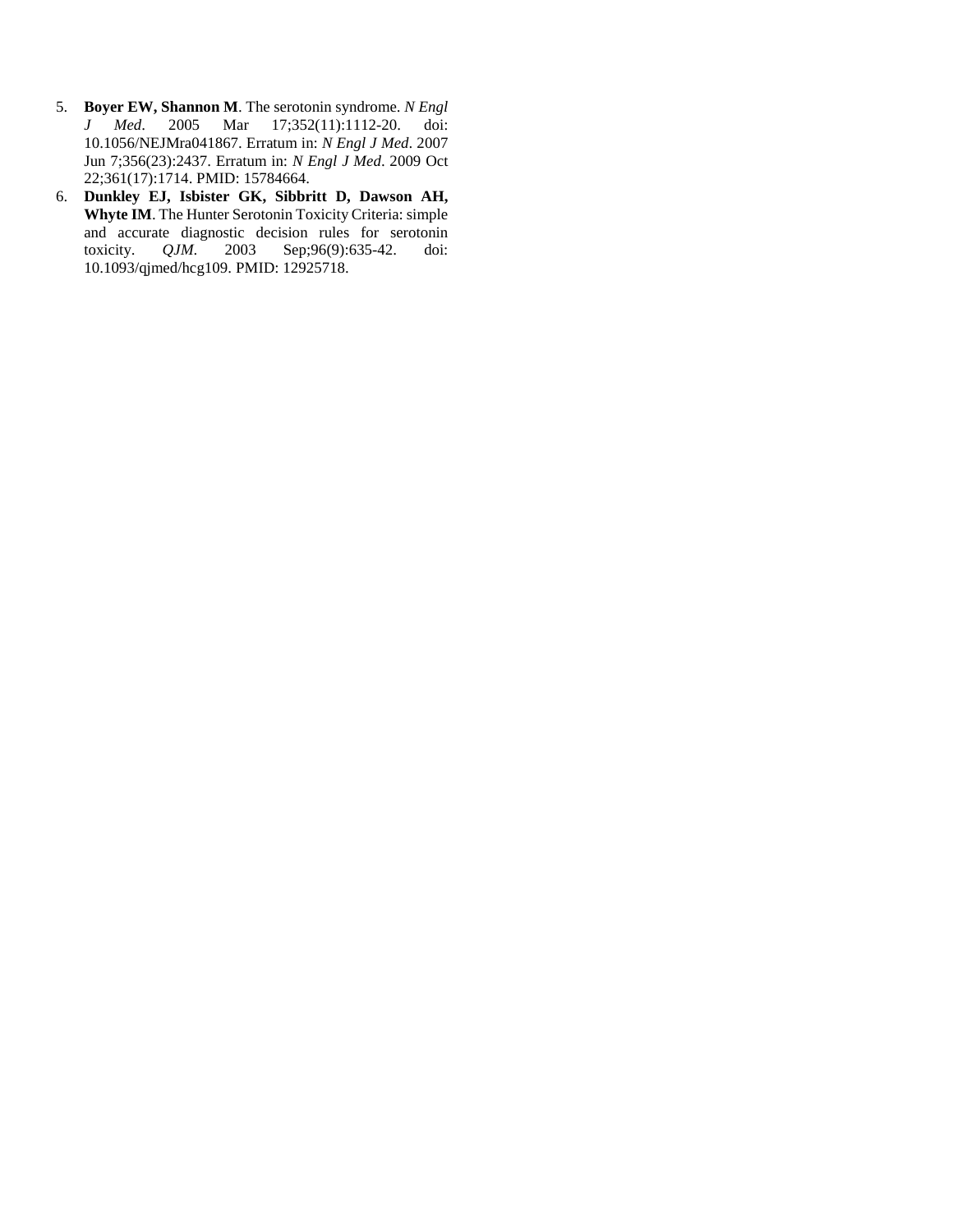5. **Boyer EW, Shannon M**. The serotonin syndrome. *N Engl J Med*. 2005 Mar 17;352(11):1112-20. doi: 10.1056/NEJMra041867. Erratum in: *N Engl J Med*. 2007 Jun 7;356(23):2437. Erratum in: *N Engl J Med*. 2009 Oct 22;361(17):1714. PMID: 15784664.
6. **Dunkley EJ, Isbister GK, Sibbritt D, Dawson AH, Whyte IM**. The Hunter Serotonin Toxicity Criteria: simple and accurate diagnostic decision rules for serotonin toxicity. *QJM*. 2003 Sep;96(9):635-42. doi: 10.1093/qjmed/hcg109. PMID: 12925718.